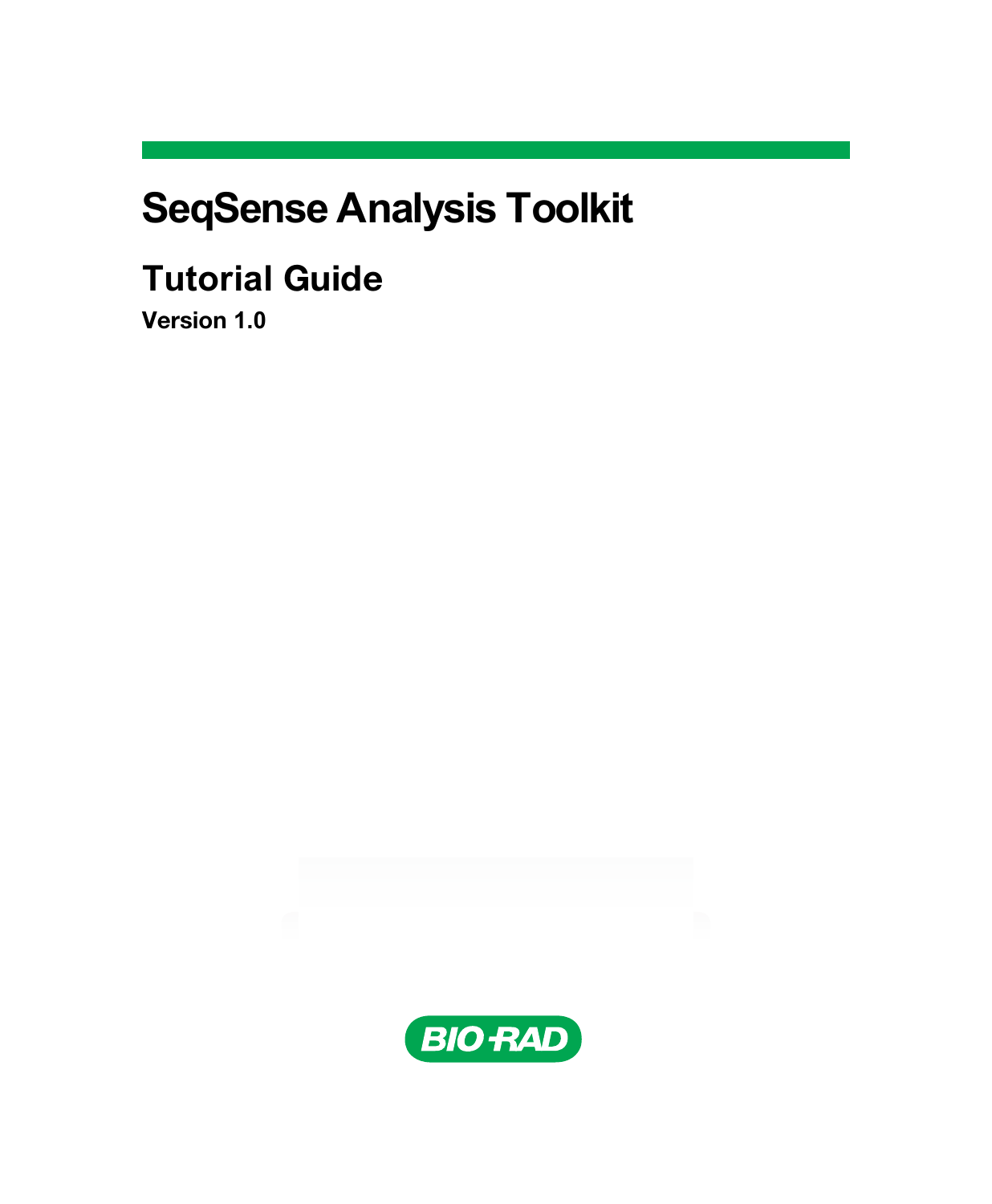# SeqSense Analysis Toolkit

## Tutorial Guide

**Version 1.0**

BIO-RAD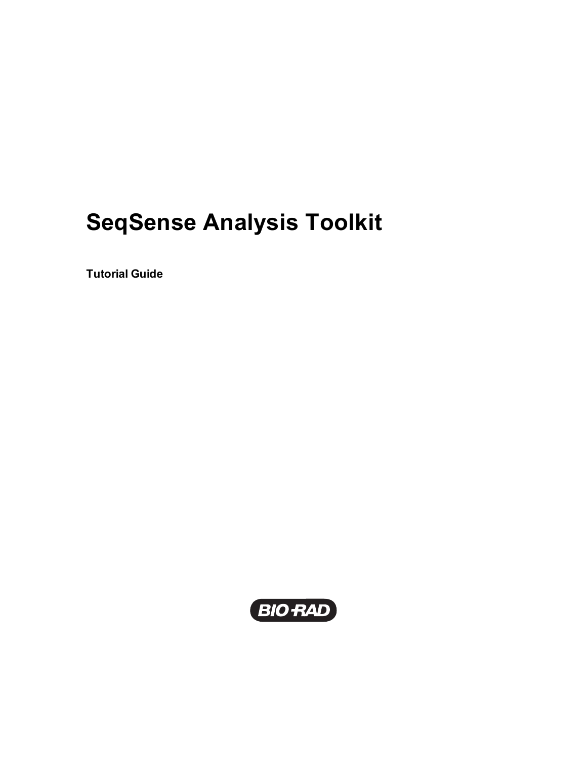# SeqSense Analysis Toolkit

**Tutorial Guide**

BIO-RAD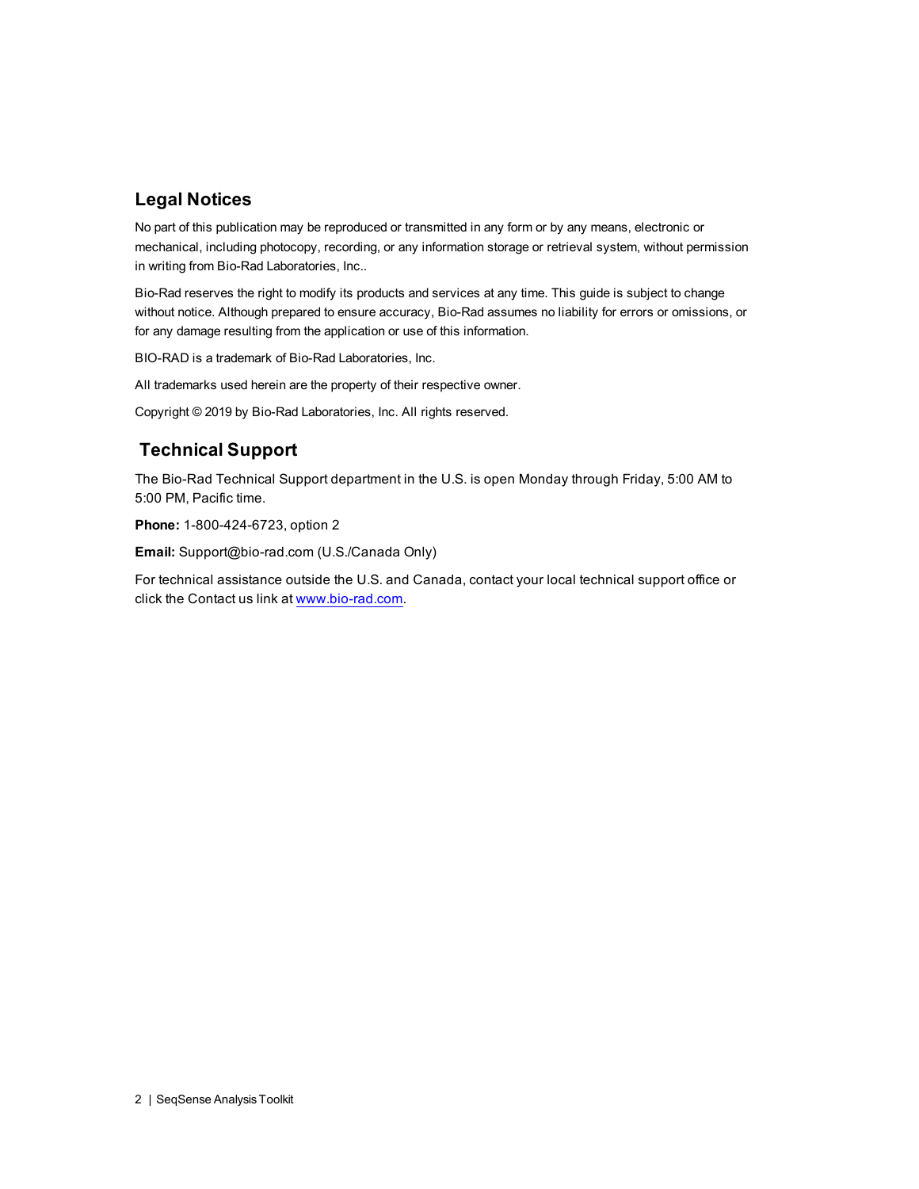## Legal Notices

No part of this publication may be reproduced or transmitted in any form or by any means, electronic or mechanical, including photocopy, recording, or any information storage or retrieval system, without permission in writing from Bio-Rad Laboratories, Inc..

Bio-Rad reserves the right to modify its products and services at any time. This guide is subject to change without notice. Although prepared to ensure accuracy, Bio-Rad assumes no liability for errors or omissions, or for any damage resulting from the application or use of this information.

BIO-RAD is a trademark of Bio-Rad Laboratories, Inc.

All trademarks used herein are the property of their respective owner.

Copyright © 2019 by Bio-Rad Laboratories, Inc. All rights reserved.

## Technical Support

The Bio-Rad Technical Support department in the U.S. is open Monday through Friday, 5:00 AM to 5:00 PM, Pacific time.

**Phone:** 1-800-424-6723, option 2

**Email:** Support@bio-rad.com (U.S./Canada Only)

For technical assistance outside the U.S. and Canada, contact your local technical support office or click the Contact us link at www.bio-rad.com.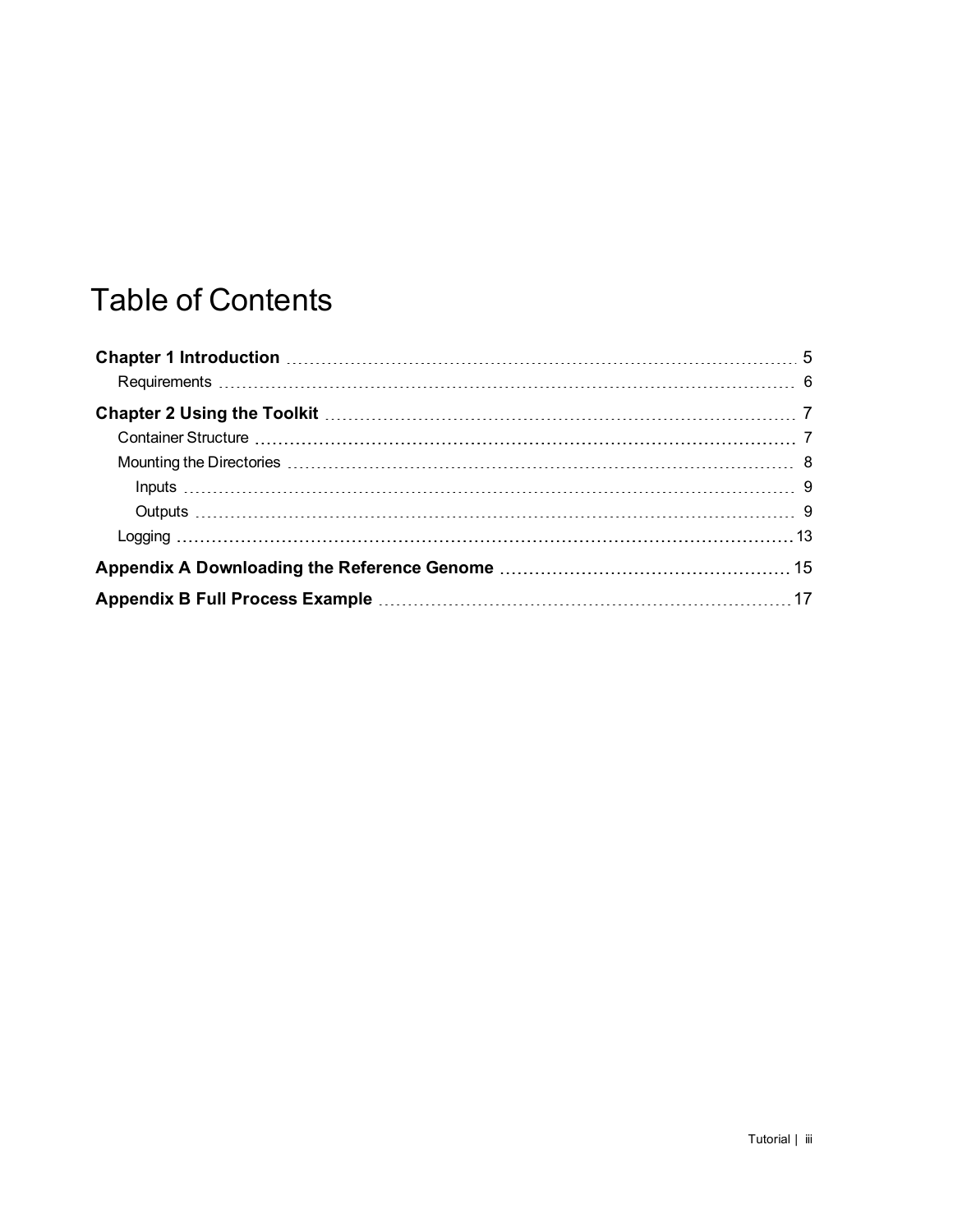# Table of Contents

**Chapter 1 Introduction** ........ 5

- Requirements ........ 6

**Chapter 2 Using the Toolkit** ........ 7

- Container Structure ........ 7
- Mounting the Directories ........ 8
  - Inputs ........ 9
  - Outputs ........ 9
- Logging ........ 13

**Appendix A Downloading the Reference Genome** ........ 15

**Appendix B Full Process Example** ........ 17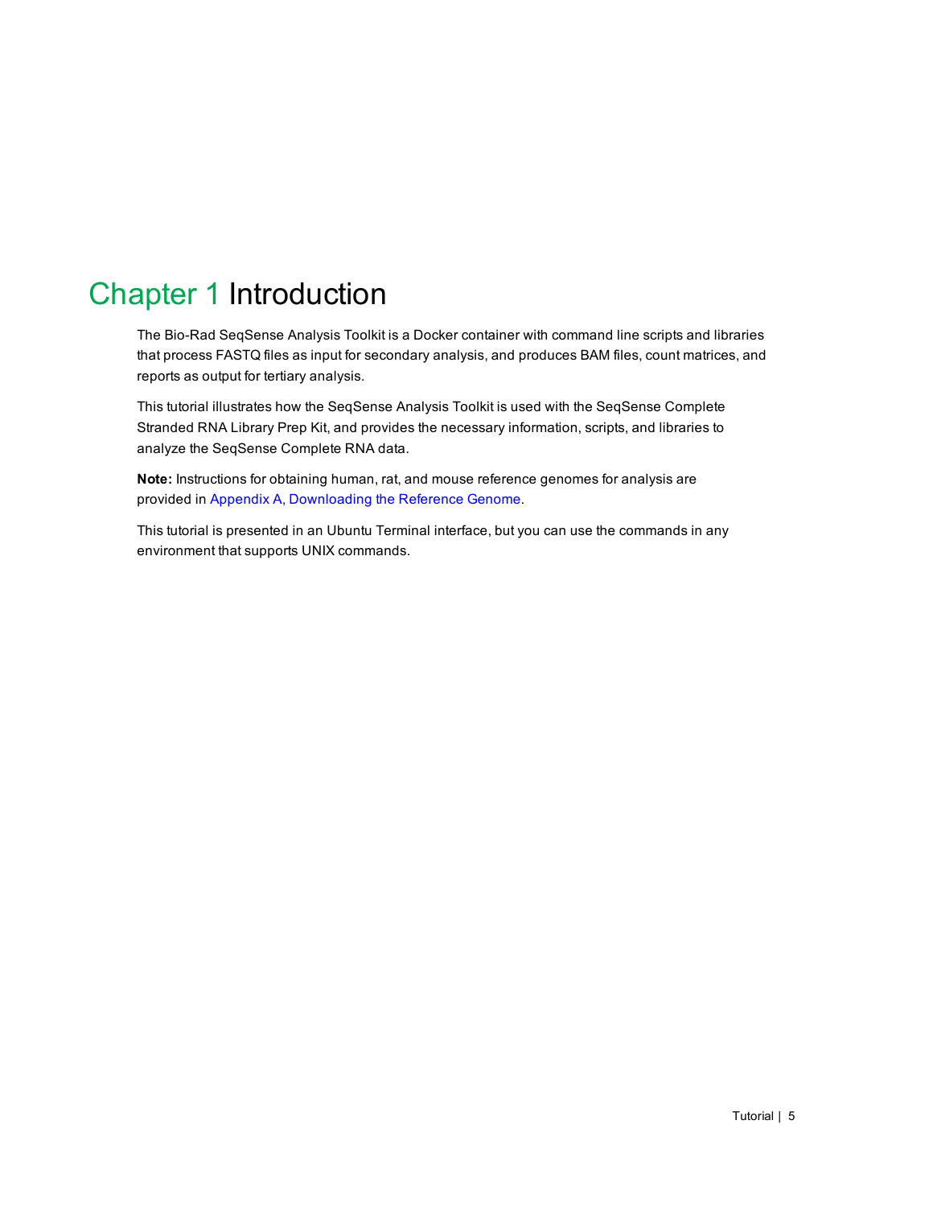# Chapter 1 Introduction

The Bio-Rad SeqSense Analysis Toolkit is a Docker container with command line scripts and libraries that process FASTQ files as input for secondary analysis, and produces BAM files, count matrices, and reports as output for tertiary analysis.

This tutorial illustrates how the SeqSense Analysis Toolkit is used with the SeqSense Complete Stranded RNA Library Prep Kit, and provides the necessary information, scripts, and libraries to analyze the SeqSense Complete RNA data.

**Note:** Instructions for obtaining human, rat, and mouse reference genomes for analysis are provided in Appendix A, Downloading the Reference Genome.

This tutorial is presented in an Ubuntu Terminal interface, but you can use the commands in any environment that supports UNIX commands.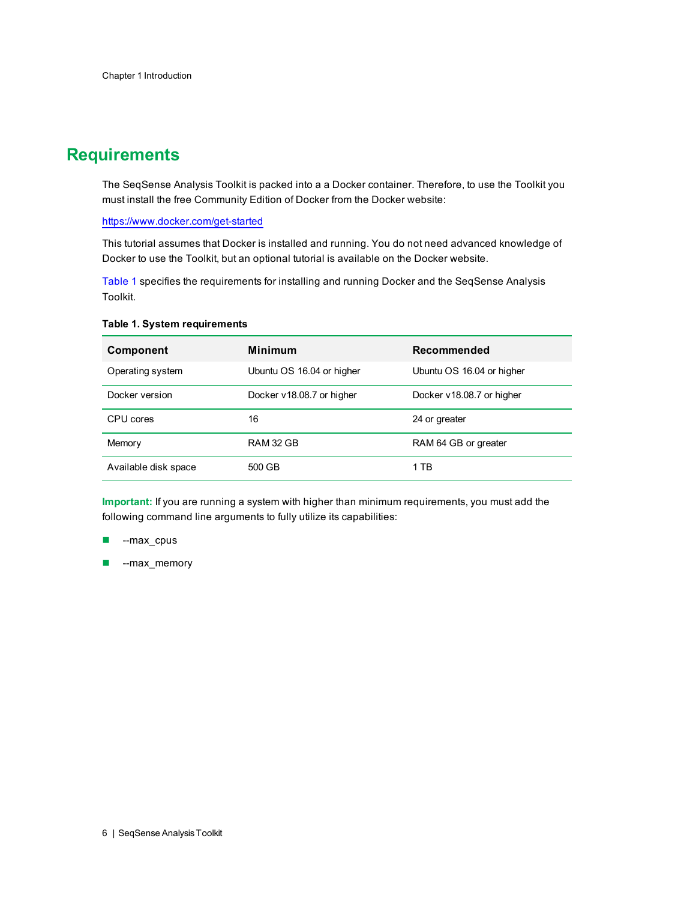# Requirements

The SeqSense Analysis Toolkit is packed into a a Docker container. Therefore, to use the Toolkit you must install the free Community Edition of Docker from the Docker website:

https://www.docker.com/get-started

This tutorial assumes that Docker is installed and running. You do not need advanced knowledge of Docker to use the Toolkit, but an optional tutorial is available on the Docker website.

Table 1 specifies the requirements for installing and running Docker and the SeqSense Analysis Toolkit.

**Table 1. System requirements**

| Component | Minimum | Recommended |
| --- | --- | --- |
| Operating system | Ubuntu OS 16.04 or higher | Ubuntu OS 16.04 or higher |
| Docker version | Docker v18.08.7 or higher | Docker v18.08.7 or higher |
| CPU cores | 16 | 24 or greater |
| Memory | RAM 32 GB | RAM 64 GB or greater |
| Available disk space | 500 GB | 1 TB |

**Important:** If you are running a system with higher than minimum requirements, you must add the following command line arguments to fully utilize its capabilities:

- --max_cpus
- --max_memory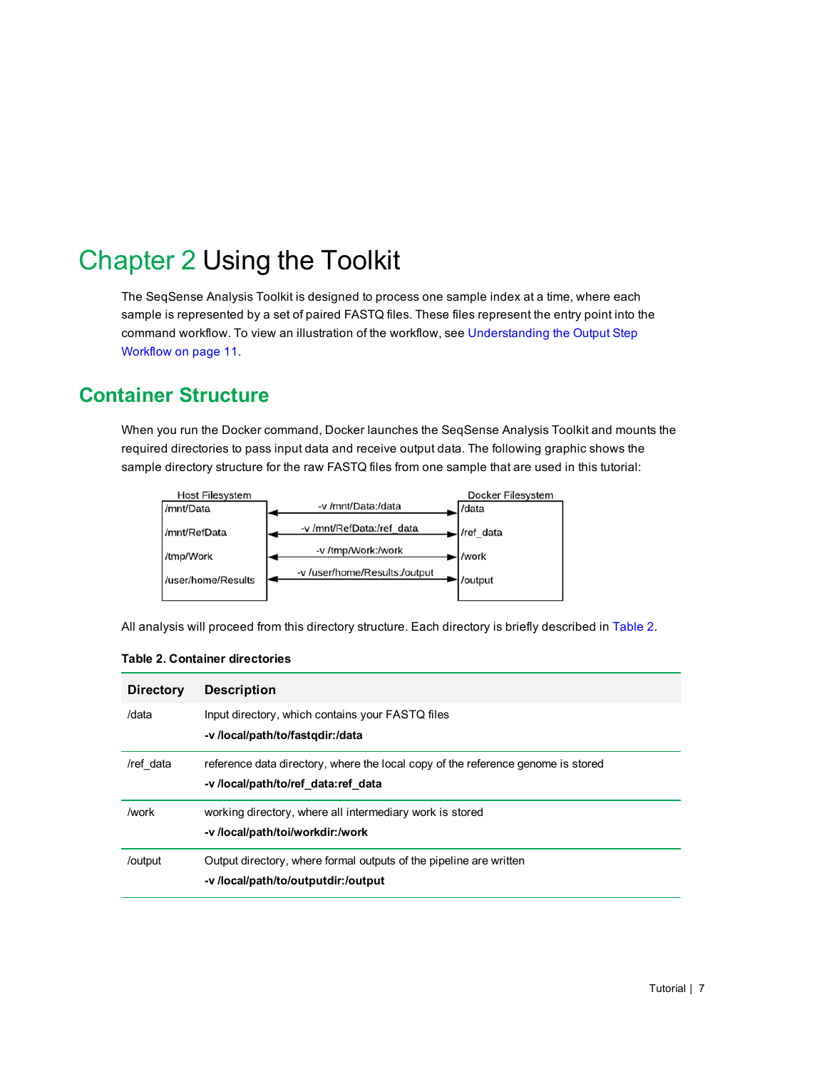# Chapter 2 Using the Toolkit

The SeqSense Analysis Toolkit is designed to process one sample index at a time, where each sample is represented by a set of paired FASTQ files. These files represent the entry point into the command workflow. To view an illustration of the workflow, see Understanding the Output Step Workflow on page 11.

## Container Structure

When you run the Docker command, Docker launches the SeqSense Analysis Toolkit and mounts the required directories to pass input data and receive output data. The following graphic shows the sample directory structure for the raw FASTQ files from one sample that are used in this tutorial:

| Host Filesystem | | Docker Filesystem |
| --- | --- | --- |
| /mnt/Data | -v /mnt/Data:/data | /data |
| /mnt/RefData | -v /mnt/RefData:/ref_data | /ref_data |
| /tmp/Work | -v /tmp/Work:/work | /work |
| /user/home/Results | -v /user/home/Results:/output | /output |

All analysis will proceed from this directory structure. Each directory is briefly described in Table 2.

**Table 2. Container directories**

| Directory | Description |
| --- | --- |
| /data | Input directory, which contains your FASTQ files<br>**-v /local/path/to/fastqdir:/data** |
| /ref_data | reference data directory, where the local copy of the reference genome is stored<br>**-v /local/path/to/ref_data:ref_data** |
| /work | working directory, where all intermediary work is stored<br>**-v /local/path/toi/workdir:/work** |
| /output | Output directory, where formal outputs of the pipeline are written<br>**-v /local/path/to/outputdir:/output** |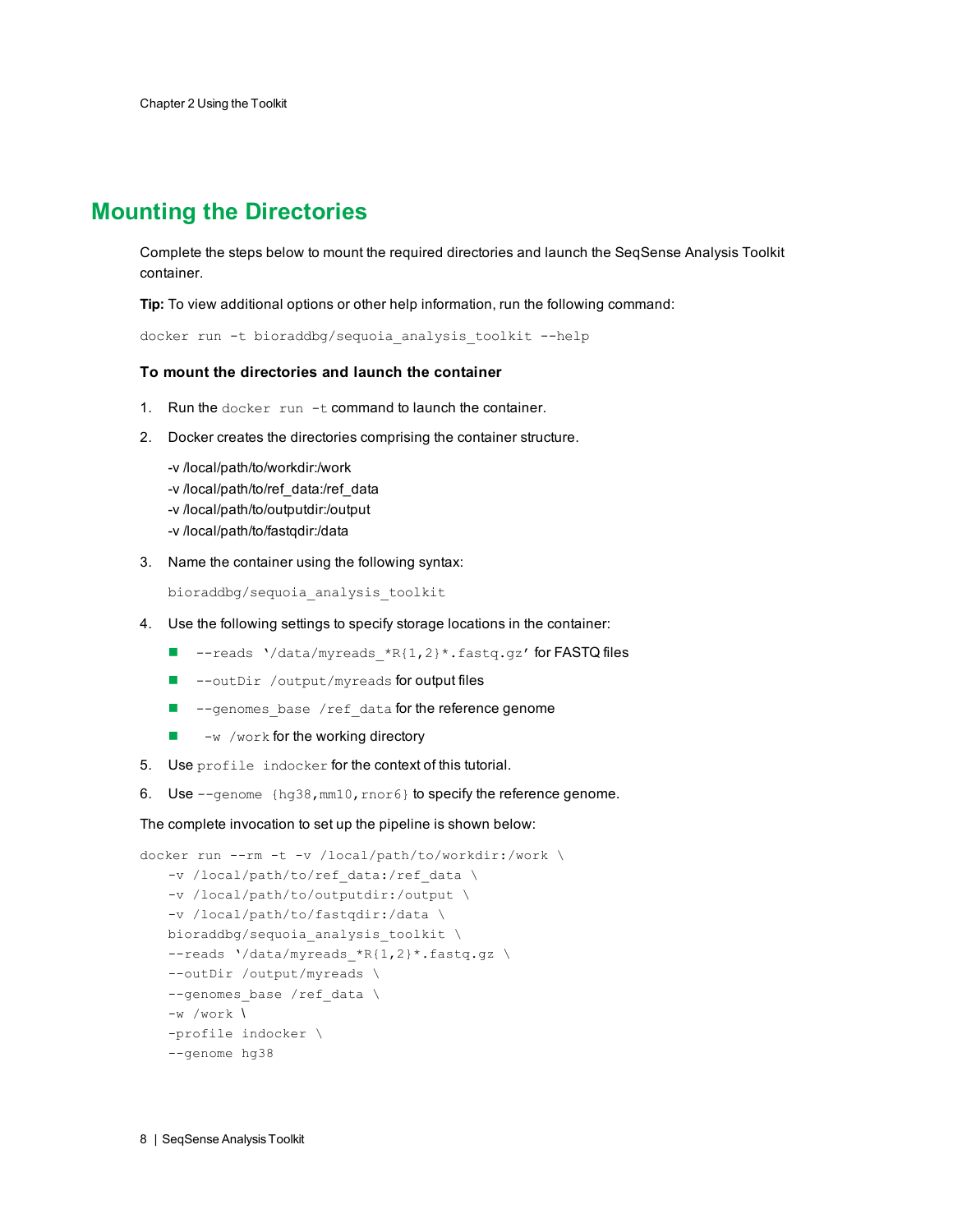## Mounting the Directories

Complete the steps below to mount the required directories and launch the SeqSense Analysis Toolkit container.

**Tip:** To view additional options or other help information, run the following command:

```
docker run -t bioraddbg/sequoia_analysis_toolkit --help
```

### To mount the directories and launch the container

1. Run the `docker run -t` command to launch the container.
2. Docker creates the directories comprising the container structure.

   -v /local/path/to/workdir:/work
   -v /local/path/to/ref_data:/ref_data
   -v /local/path/to/outputdir:/output
   -v /local/path/to/fastqdir:/data

3. Name the container using the following syntax:

   `bioraddbg/sequoia_analysis_toolkit`

4. Use the following settings to specify storage locations in the container:
   - `--reads '/data/myreads_*R{1,2}*.fastq.gz'` for FASTQ files
   - `--outDir /output/myreads` for output files
   - `--genomes_base /ref_data` for the reference genome
   - `-w /work` for the working directory
5. Use `profile indocker` for the context of this tutorial.
6. Use `--genome {hg38,mm10,rnor6}` to specify the reference genome.

The complete invocation to set up the pipeline is shown below:

```
docker run --rm -t -v /local/path/to/workdir:/work \
   -v /local/path/to/ref_data:/ref_data \
   -v /local/path/to/outputdir:/output \
   -v /local/path/to/fastqdir:/data \
   bioraddbg/sequoia_analysis_toolkit \
   --reads '/data/myreads_*R{1,2}*.fastq.gz \
   --outDir /output/myreads \
   --genomes_base /ref_data \
   -w /work \
   -profile indocker \
   --genome hg38
```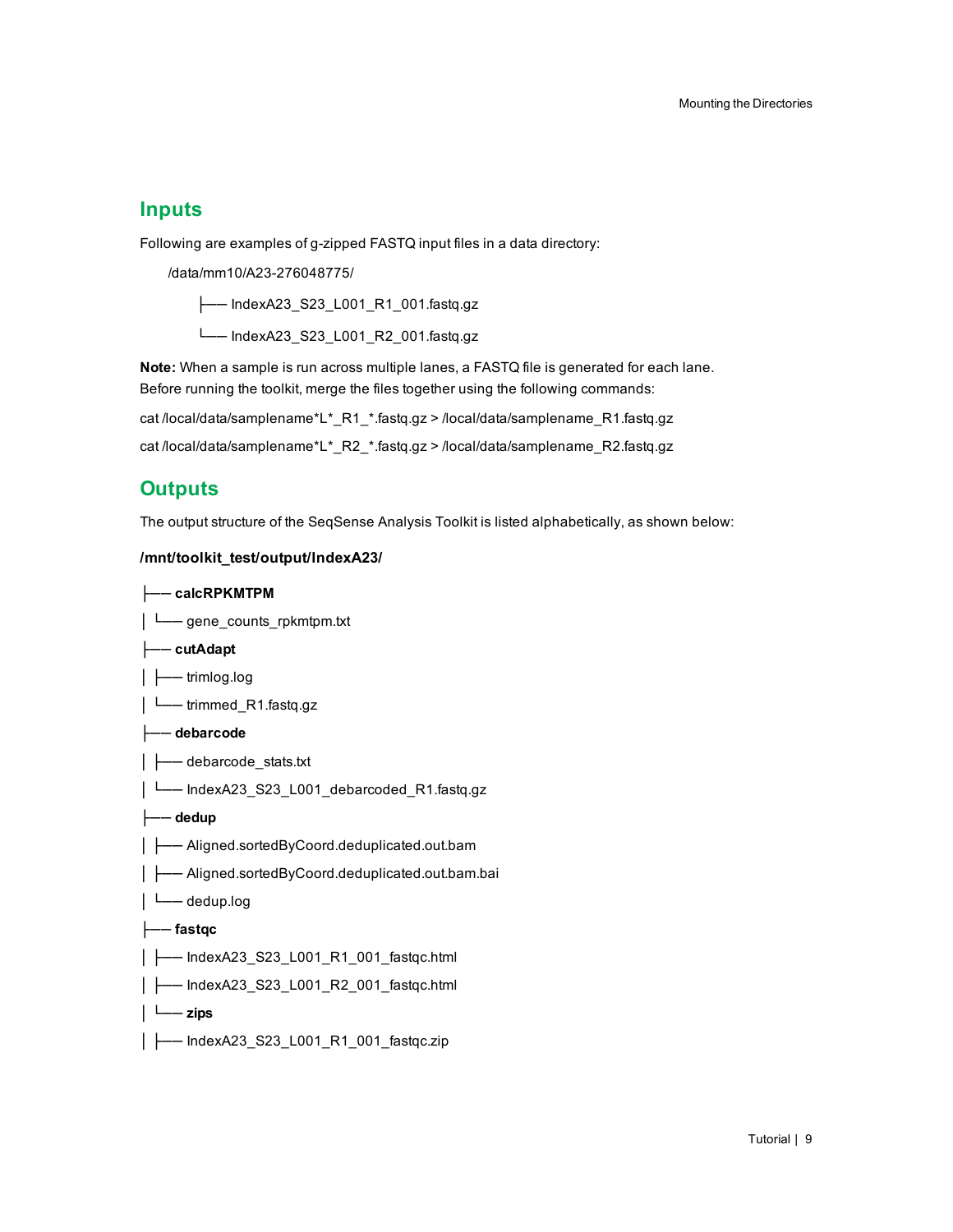## Inputs

Following are examples of g-zipped FASTQ input files in a data directory:

```
/data/mm10/A23-276048775/
    ├── IndexA23_S23_L001_R1_001.fastq.gz
    └── IndexA23_S23_L001_R2_001.fastq.gz
```

**Note:** When a sample is run across multiple lanes, a FASTQ file is generated for each lane. Before running the toolkit, merge the files together using the following commands:

```
cat /local/data/samplename*L*_R1_*.fastq.gz > /local/data/samplename_R1.fastq.gz
cat /local/data/samplename*L*_R2_*.fastq.gz > /local/data/samplename_R2.fastq.gz
```

## Outputs

The output structure of the SeqSense Analysis Toolkit is listed alphabetically, as shown below:

**/mnt/toolkit_test/output/IndexA23/**

```
├── calcRPKMTPM
│ └── gene_counts_rpkmtpm.txt
├── cutAdapt
│ ├── trimlog.log
│ └── trimmed_R1.fastq.gz
├── debarcode
│ ├── debarcode_stats.txt
│ └── IndexA23_S23_L001_debarcoded_R1.fastq.gz
├── dedup
│ ├── Aligned.sortedByCoord.deduplicated.out.bam
│ ├── Aligned.sortedByCoord.deduplicated.out.bam.bai
│ └── dedup.log
├── fastqc
│ ├── IndexA23_S23_L001_R1_001_fastqc.html
│ ├── IndexA23_S23_L001_R2_001_fastqc.html
│ └── zips
│ ├── IndexA23_S23_L001_R1_001_fastqc.zip
```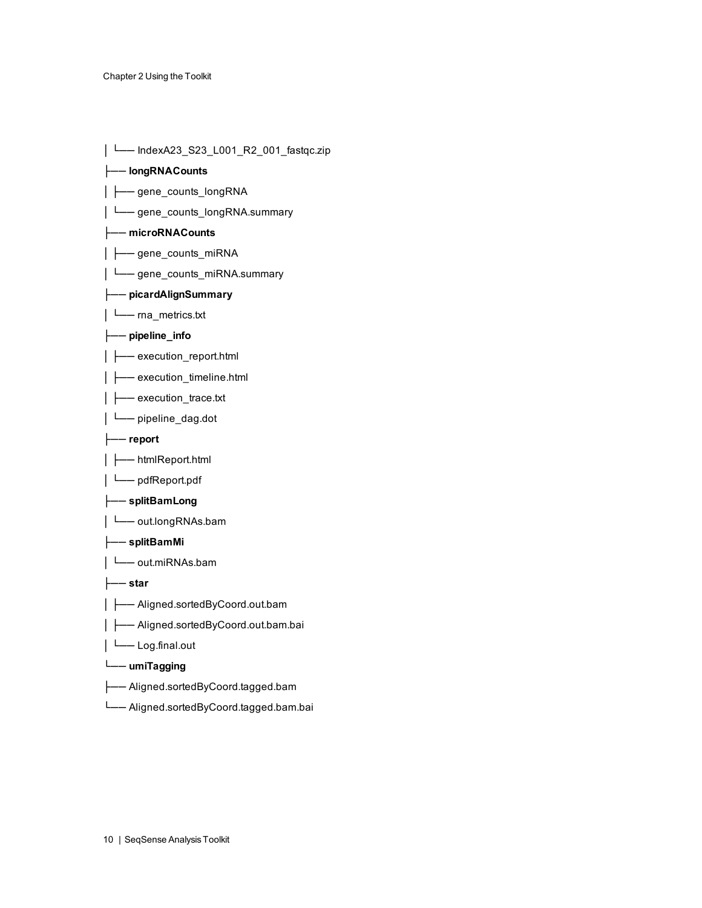```
│ └── IndexA23_S23_L001_R2_001_fastqc.zip
├── longRNACounts
│ ├── gene_counts_longRNA
│ └── gene_counts_longRNA.summary
├── microRNACounts
│ ├── gene_counts_miRNA
│ └── gene_counts_miRNA.summary
├── picardAlignSummary
│ └── rna_metrics.txt
├── pipeline_info
│ ├── execution_report.html
│ ├── execution_timeline.html
│ ├── execution_trace.txt
│ └── pipeline_dag.dot
├── report
│ ├── htmlReport.html
│ └── pdfReport.pdf
├── splitBamLong
│ └── out.longRNAs.bam
├── splitBamMi
│ └── out.miRNAs.bam
├── star
│ ├── Aligned.sortedByCoord.out.bam
│ ├── Aligned.sortedByCoord.out.bam.bai
│ └── Log.final.out
└── umiTagging
├── Aligned.sortedByCoord.tagged.bam
└── Aligned.sortedByCoord.tagged.bam.bai
```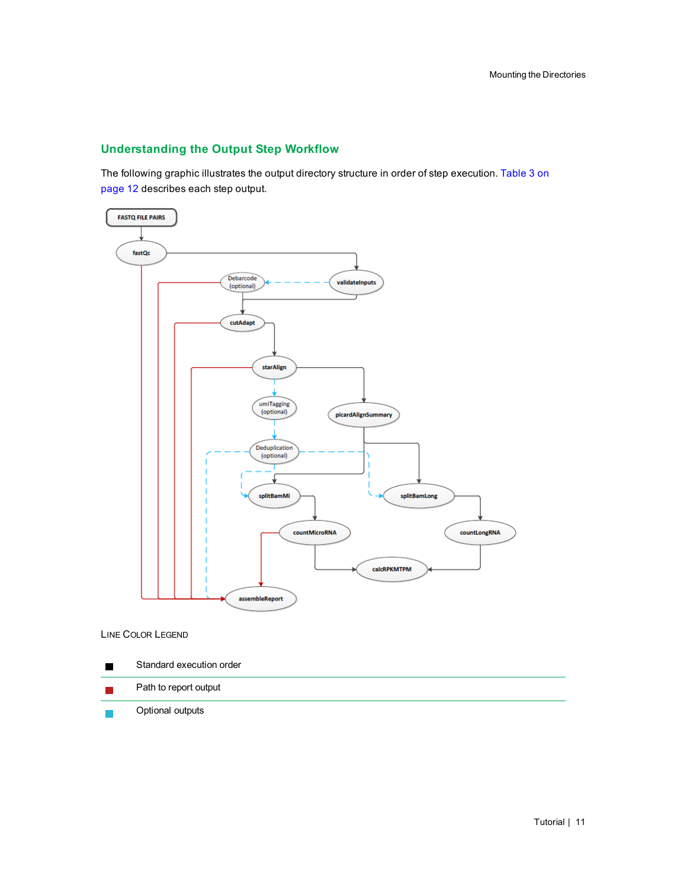## Understanding the Output Step Workflow

The following graphic illustrates the output directory structure in order of step execution. Table 3 on page 12 describes each step output.

LINE COLOR LEGEND

| | |
|---|---|
| ■ | Standard execution order |
| ■ | Path to report output |
| ■ | Optional outputs |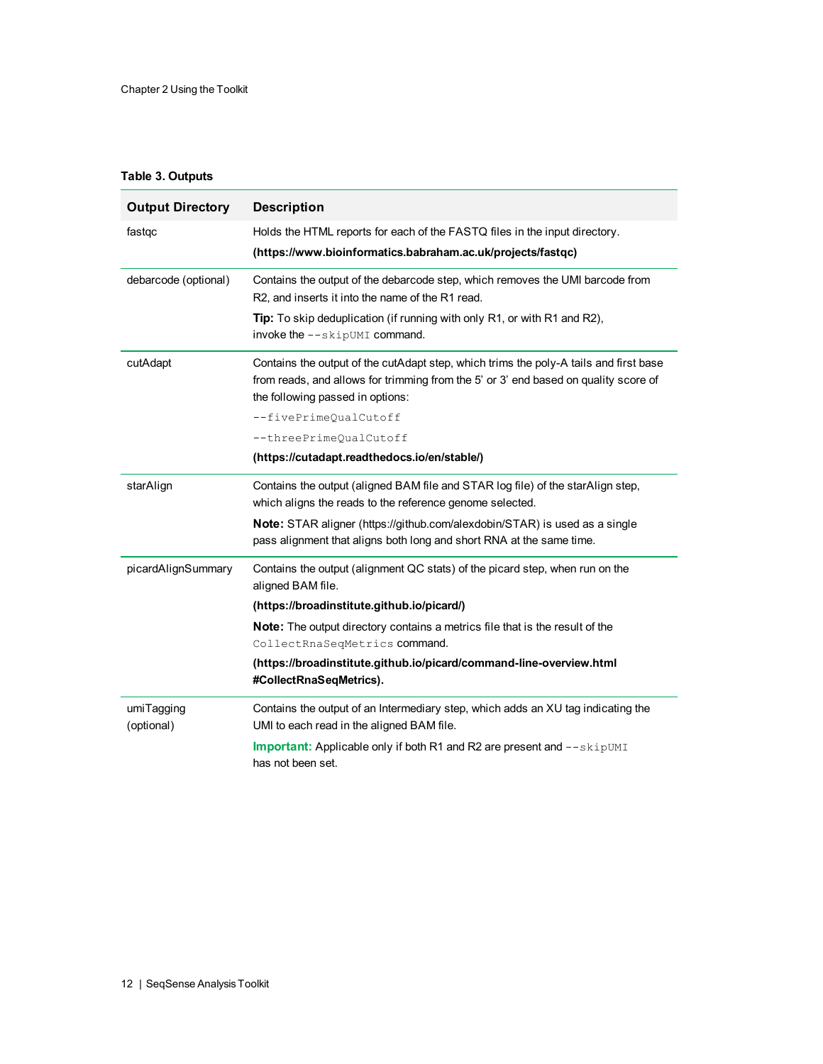**Table 3. Outputs**

| Output Directory | Description |
| --- | --- |
| fastqc | Holds the HTML reports for each of the FASTQ files in the input directory.<br>**(https://www.bioinformatics.babraham.ac.uk/projects/fastqc)** |
| debarcode (optional) | Contains the output of the debarcode step, which removes the UMI barcode from R2, and inserts it into the name of the R1 read.<br>**Tip:** To skip deduplication (if running with only R1, or with R1 and R2), invoke the `--skipUMI` command. |
| cutAdapt | Contains the output of the cutAdapt step, which trims the poly-A tails and first base from reads, and allows for trimming from the 5' or 3' end based on quality score of the following passed in options:<br>`--fivePrimeQualCutoff`<br>`--threePrimeQualCutoff`<br>**(https://cutadapt.readthedocs.io/en/stable/)** |
| starAlign | Contains the output (aligned BAM file and STAR log file) of the starAlign step, which aligns the reads to the reference genome selected.<br>**Note:** STAR aligner (https://github.com/alexdobin/STAR) is used as a single pass alignment that aligns both long and short RNA at the same time. |
| picardAlignSummary | Contains the output (alignment QC stats) of the picard step, when run on the aligned BAM file.<br>**(https://broadinstitute.github.io/picard/)**<br>**Note:** The output directory contains a metrics file that is the result of the `CollectRnaSeqMetrics` command.<br>**(https://broadinstitute.github.io/picard/command-line-overview.html #CollectRnaSeqMetrics).** |
| umiTagging (optional) | Contains the output of an Intermediary step, which adds an XU tag indicating the UMI to each read in the aligned BAM file.<br>**Important:** Applicable only if both R1 and R2 are present and `--skipUMI` has not been set. |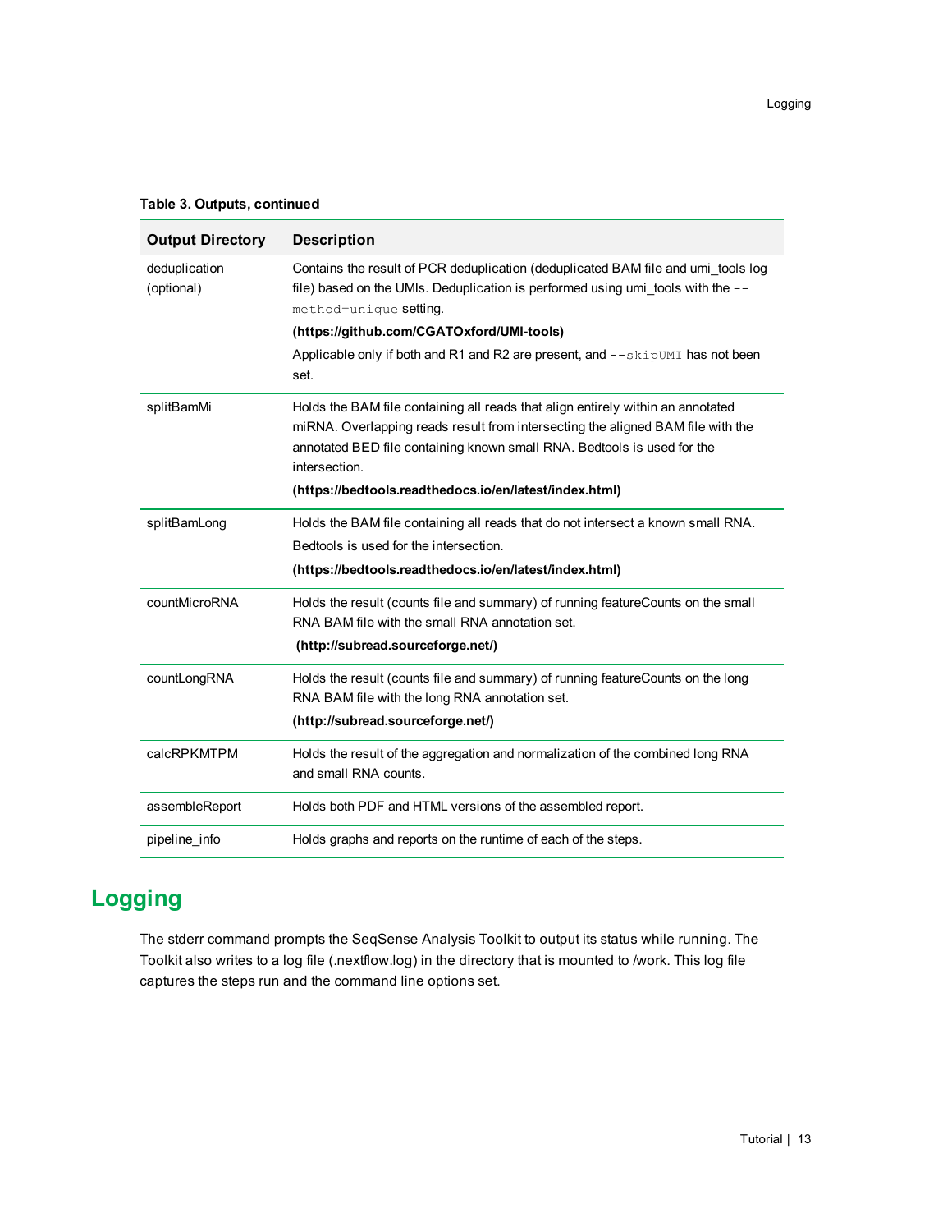**Table 3. Outputs, continued**

| Output Directory | Description |
|---|---|
| deduplication (optional) | Contains the result of PCR deduplication (deduplicated BAM file and umi_tools log file) based on the UMIs. Deduplication is performed using umi_tools with the `--method=unique` setting. **(https://github.com/CGATOxford/UMI-tools)** Applicable only if both and R1 and R2 are present, and `--skipUMI` has not been set. |
| splitBamMi | Holds the BAM file containing all reads that align entirely within an annotated miRNA. Overlapping reads result from intersecting the aligned BAM file with the annotated BED file containing known small RNA. Bedtools is used for the intersection. **(https://bedtools.readthedocs.io/en/latest/index.html)** |
| splitBamLong | Holds the BAM file containing all reads that do not intersect a known small RNA. Bedtools is used for the intersection. **(https://bedtools.readthedocs.io/en/latest/index.html)** |
| countMicroRNA | Holds the result (counts file and summary) of running featureCounts on the small RNA BAM file with the small RNA annotation set. **(http://subread.sourceforge.net/)** |
| countLongRNA | Holds the result (counts file and summary) of running featureCounts on the long RNA BAM file with the long RNA annotation set. **(http://subread.sourceforge.net/)** |
| calcRPKMTPM | Holds the result of the aggregation and normalization of the combined long RNA and small RNA counts. |
| assembleReport | Holds both PDF and HTML versions of the assembled report. |
| pipeline_info | Holds graphs and reports on the runtime of each of the steps. |

## Logging

The stderr command prompts the SeqSense Analysis Toolkit to output its status while running. The Toolkit also writes to a log file (.nextflow.log) in the directory that is mounted to /work. This log file captures the steps run and the command line options set.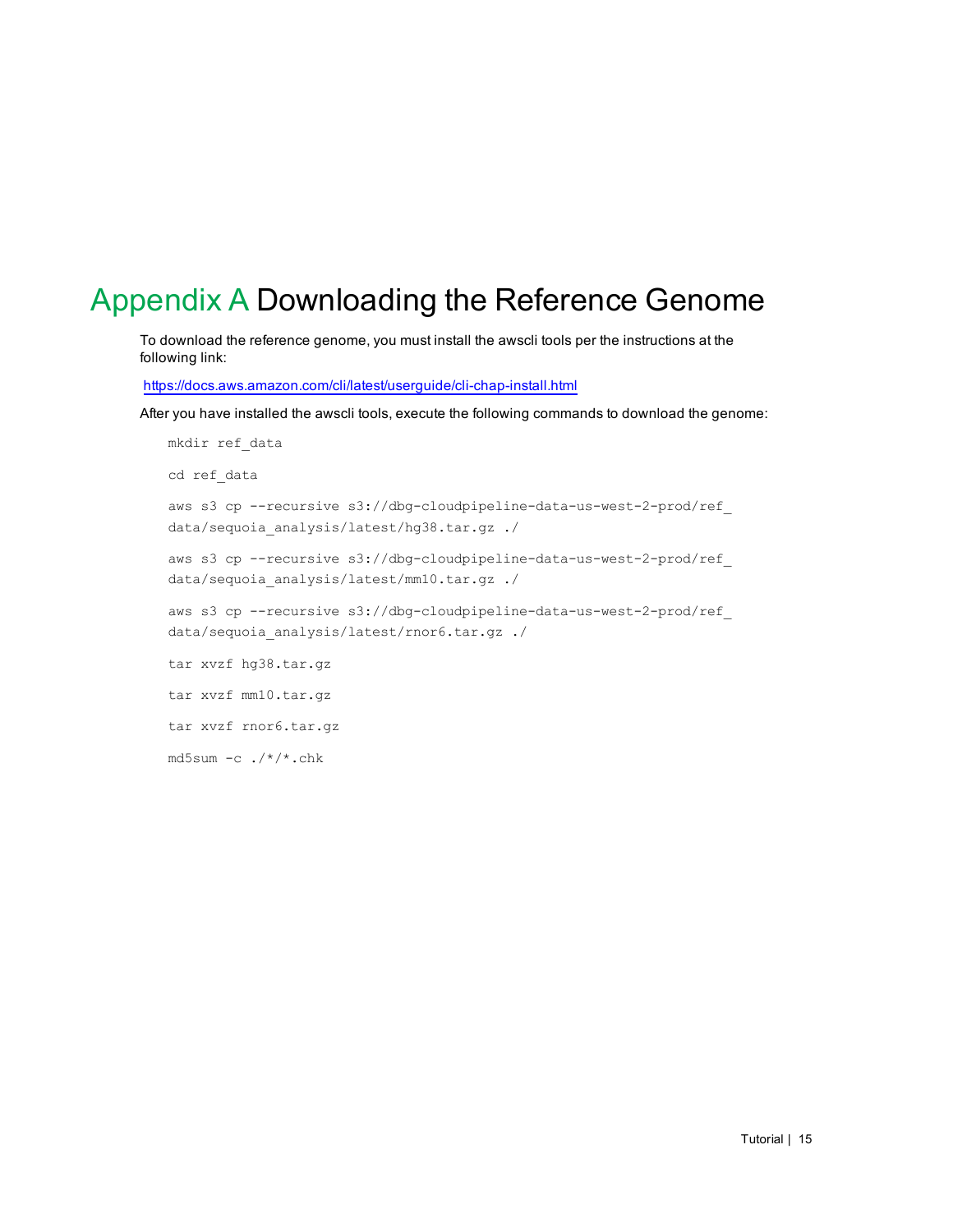# Appendix A Downloading the Reference Genome

To download the reference genome, you must install the awscli tools per the instructions at the following link:

https://docs.aws.amazon.com/cli/latest/userguide/cli-chap-install.html

After you have installed the awscli tools, execute the following commands to download the genome:

```
mkdir ref_data

cd ref_data

aws s3 cp --recursive s3://dbg-cloudpipeline-data-us-west-2-prod/ref_
data/sequoia_analysis/latest/hg38.tar.gz ./

aws s3 cp --recursive s3://dbg-cloudpipeline-data-us-west-2-prod/ref_
data/sequoia_analysis/latest/mm10.tar.gz ./

aws s3 cp --recursive s3://dbg-cloudpipeline-data-us-west-2-prod/ref_
data/sequoia_analysis/latest/rnor6.tar.gz ./

tar xvzf hg38.tar.gz

tar xvzf mm10.tar.gz

tar xvzf rnor6.tar.gz

md5sum -c ./*/*.chk
```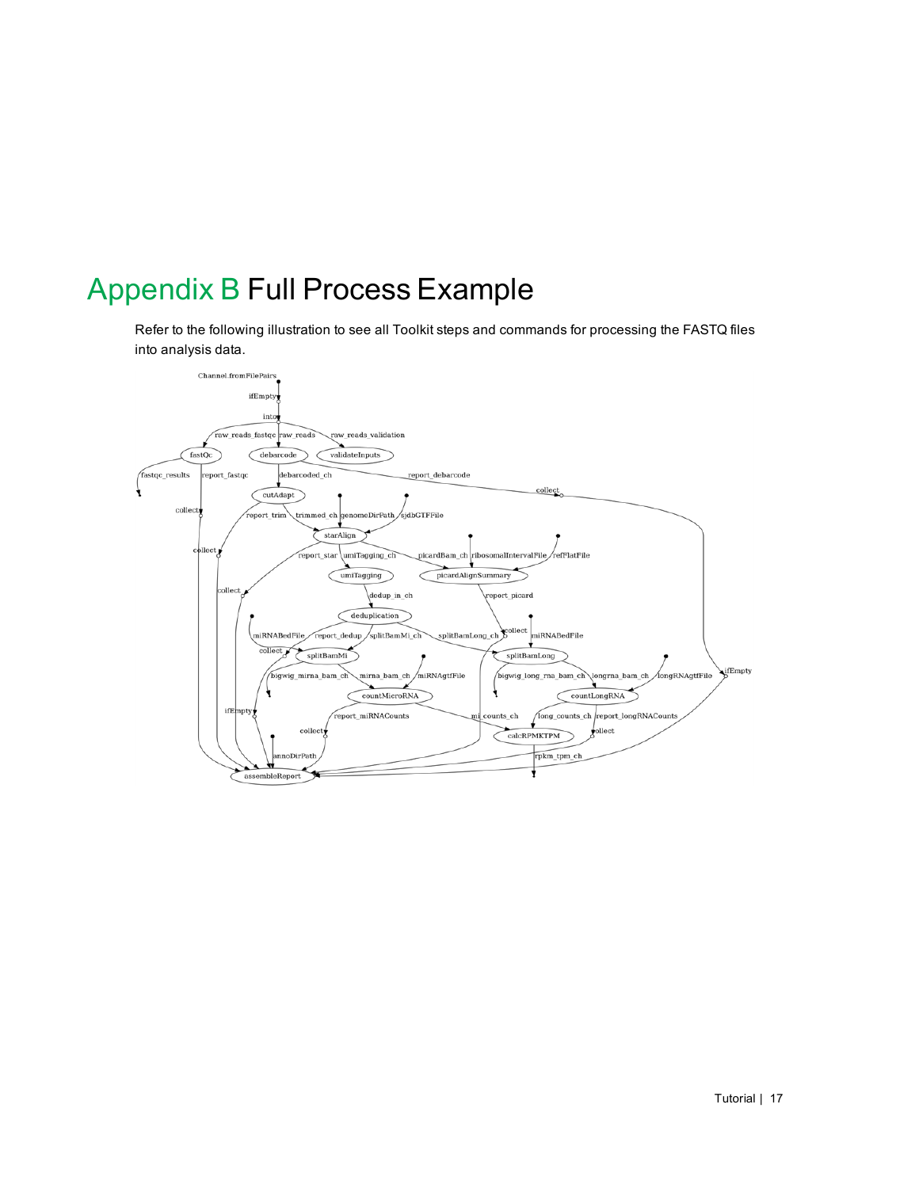# Appendix B Full Process Example

Refer to the following illustration to see all Toolkit steps and commands for processing the FASTQ files into analysis data.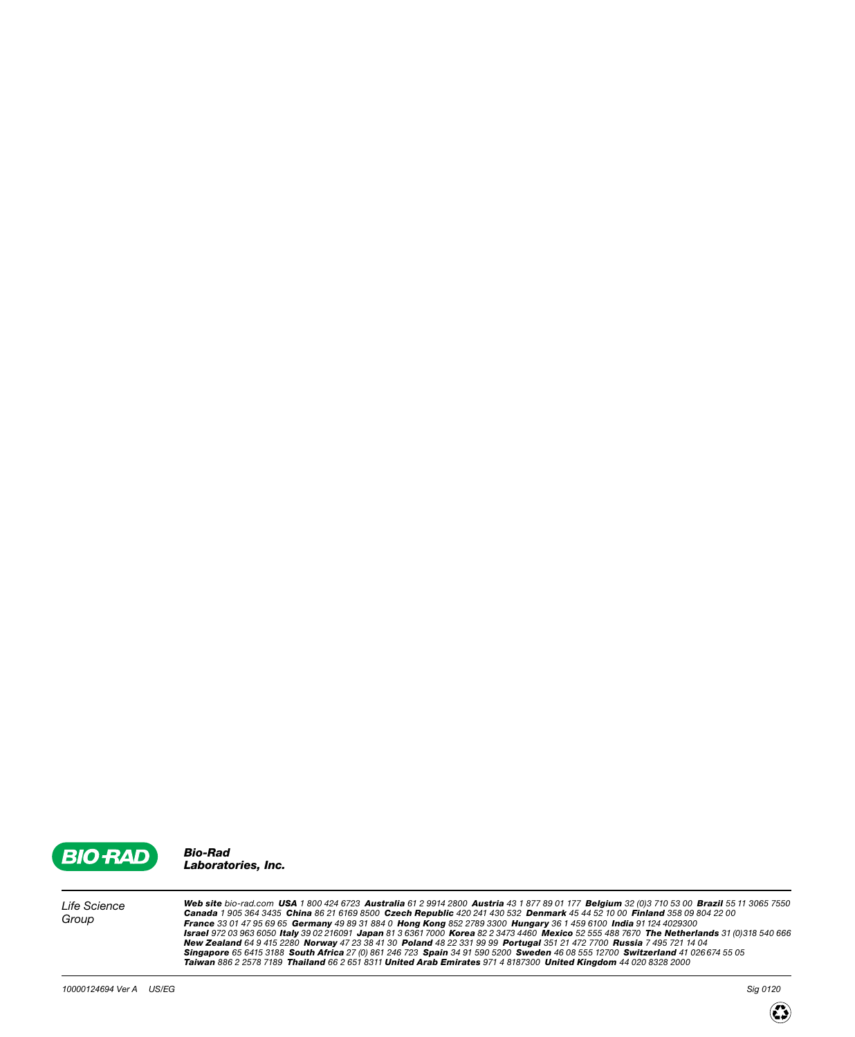BIO-RAD

***Bio-Rad Laboratories, Inc.***

*Life Science Group*

***Web site*** *bio-rad.com* ***USA*** *1 800 424 6723* ***Australia*** *61 2 9914 2800* ***Austria*** *43 1 877 89 01 177* ***Belgium*** *32 (0)3 710 53 00* ***Brazil*** *55 11 3065 7550* ***Canada*** *1 905 364 3435* ***China*** *86 21 6169 8500* ***Czech Republic*** *420 241 430 532* ***Denmark*** *45 44 52 10 00* ***Finland*** *358 09 804 22 00* ***France*** *33 01 47 95 69 65* ***Germany*** *49 89 31 884 0* ***Hong Kong*** *852 2789 3300* ***Hungary*** *36 1 459 6100* ***India*** *91 124 4029300* ***Israel*** *972 03 963 6050* ***Italy*** *39 02 216091* ***Japan*** *81 3 6361 7000* ***Korea*** *82 2 3473 4460* ***Mexico*** *52 555 488 7670* ***The Netherlands*** *31 (0)318 540 666* ***New Zealand*** *64 9 415 2280* ***Norway*** *47 23 38 41 30* ***Poland*** *48 22 331 99 99* ***Portugal*** *351 21 472 7700* ***Russia*** *7 495 721 14 04* ***Singapore*** *65 6415 3188* ***South Africa*** *27 (0) 861 246 723* ***Spain*** *34 91 590 5200* ***Sweden*** *46 08 555 12700* ***Switzerland*** *41 026 674 55 05* ***Taiwan*** *886 2 2578 7189* ***Thailand*** *66 2 651 8311* ***United Arab Emirates*** *971 4 8187300* ***United Kingdom*** *44 020 8328 2000*

*10000124694 Ver A US/EG*

*Sig 0120*